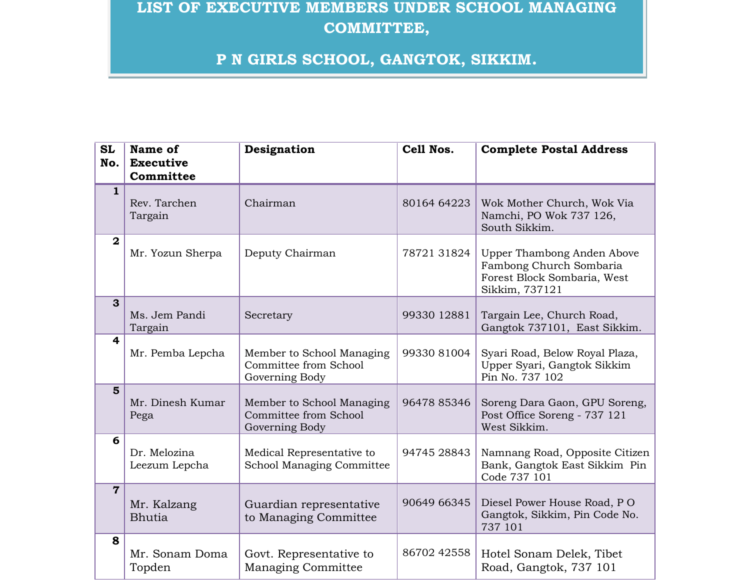# LIST OF EXECUTIVE MEMBERS UNDER SCHOOL MANAGING COMMITTEE,

# P N GIRLS SCHOOL, GANGTOK, SIKKIM.

| SL No. | Name of Executive Committee | Designation | Cell Nos. | Complete Postal Address |
|---|---|---|---|---|
| 1 | Rev. Tarchen Targain | Chairman | 80164 64223 | Wok Mother Church, Wok Via Namchi, PO Wok 737 126, South Sikkim. |
| 2 | Mr. Yozun Sherpa | Deputy Chairman | 78721 31824 | Upper Thambong Anden Above Fambong Church Sombaria Forest Block Sombaria, West Sikkim, 737121 |
| 3 | Ms. Jem Pandi Targain | Secretary | 99330 12881 | Targain Lee, Church Road, Gangtok 737101, East Sikkim. |
| 4 | Mr. Pemba Lepcha | Member to School Managing Committee from School Governing Body | 99330 81004 | Syari Road, Below Royal Plaza, Upper Syari, Gangtok Sikkim Pin No. 737 102 |
| 5 | Mr. Dinesh Kumar Pega | Member to School Managing Committee from School Governing Body | 96478 85346 | Soreng Dara Gaon, GPU Soreng, Post Office Soreng - 737 121 West Sikkim. |
| 6 | Dr. Melozina Leezum Lepcha | Medical Representative to School Managing Committee | 94745 28843 | Namnang Road, Opposite Citizen Bank, Gangtok East Sikkim Pin Code 737 101 |
| 7 | Mr. Kalzang Bhutia | Guardian representative to Managing Committee | 90649 66345 | Diesel Power House Road, P O Gangtok, Sikkim, Pin Code No. 737 101 |
| 8 | Mr. Sonam Doma Topden | Govt. Representative to Managing Committee | 86702 42558 | Hotel Sonam Delek, Tibet Road, Gangtok, 737 101 |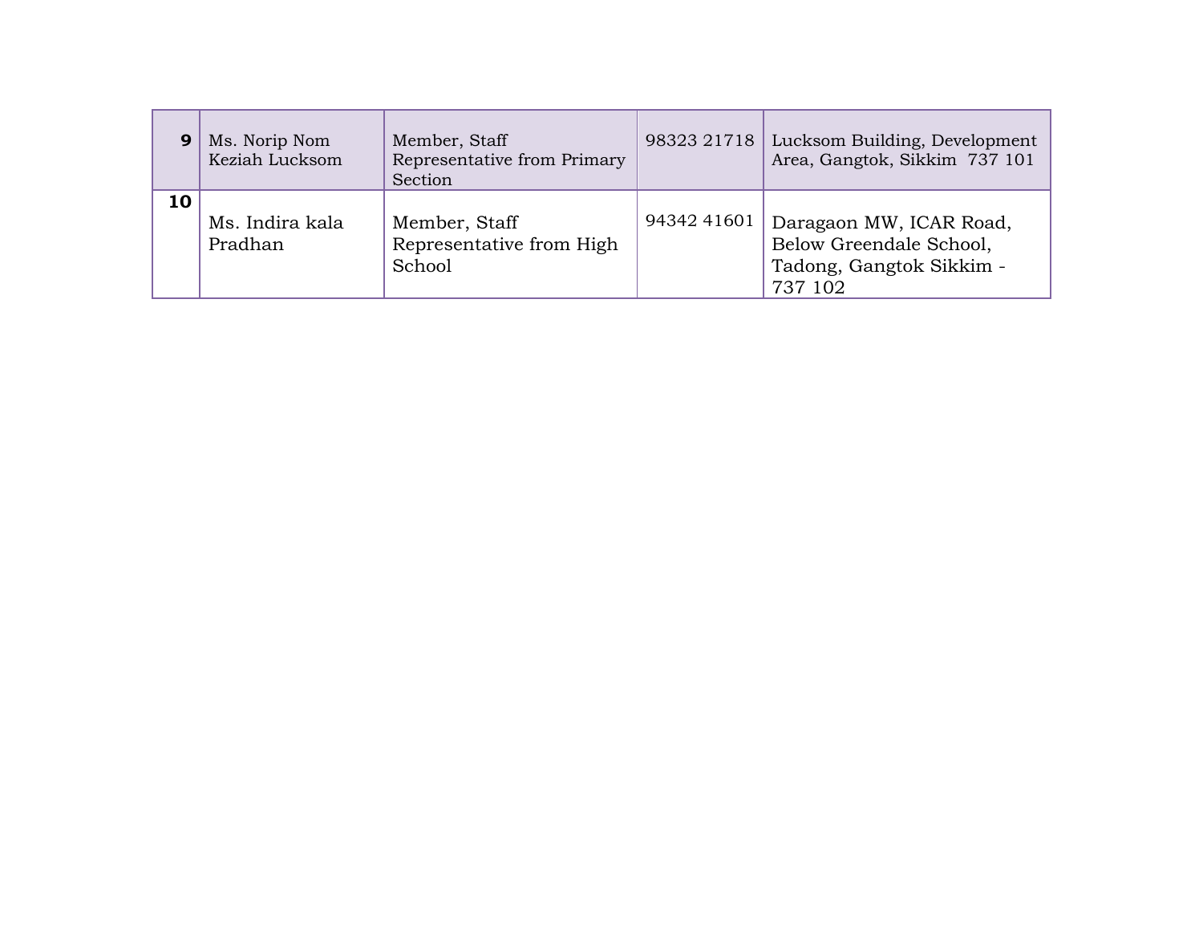| | | | | |
|---|---|---|---|---|
| **9** | Ms. Norip Nom Keziah Lucksom | Member, Staff Representative from Primary Section | 98323 21718 | Lucksom Building, Development Area, Gangtok, Sikkim 737 101 |
| **10** | Ms. Indira kala Pradhan | Member, Staff Representative from High School | 94342 41601 | Daragaon MW, ICAR Road, Below Greendale School, Tadong, Gangtok Sikkim - 737 102 |